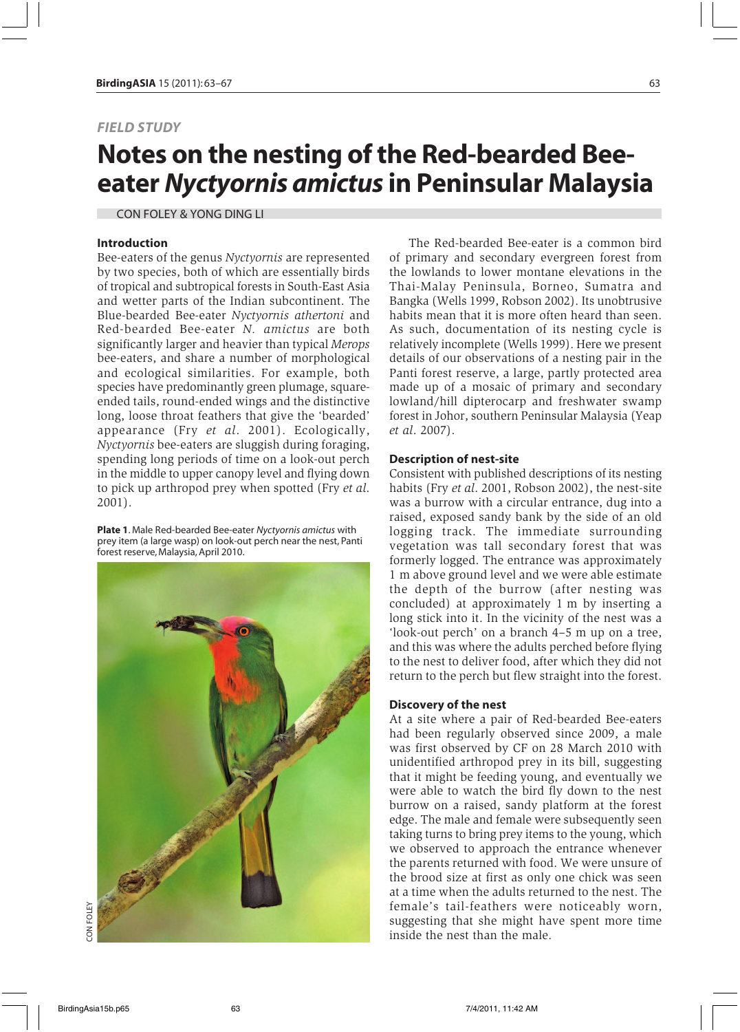FIELD STUDY

# Notes on the nesting of the Red-bearded Bee-eater *Nyctyornis amictus* in Peninsular Malaysia

CON FOLEY & YONG DING LI

## Introduction

Bee-eaters of the genus *Nyctyornis* are represented by two species, both of which are essentially birds of tropical and subtropical forests in South-East Asia and wetter parts of the Indian subcontinent. The Blue-bearded Bee-eater *Nyctyornis athertoni* and Red-bearded Bee-eater *N. amictus* are both significantly larger and heavier than typical *Merops* bee-eaters, and share a number of morphological and ecological similarities. For example, both species have predominantly green plumage, square-ended tails, round-ended wings and the distinctive long, loose throat feathers that give the 'bearded' appearance (Fry *et al.* 2001). Ecologically, *Nyctyornis* bee-eaters are sluggish during foraging, spending long periods of time on a look-out perch in the middle to upper canopy level and flying down to pick up arthropod prey when spotted (Fry *et al.* 2001).

**Plate 1.** Male Red-bearded Bee-eater *Nyctyornis amictus* with prey item (a large wasp) on look-out perch near the nest, Panti forest reserve, Malaysia, April 2010.

CON FOLEY

The Red-bearded Bee-eater is a common bird of primary and secondary evergreen forest from the lowlands to lower montane elevations in the Thai-Malay Peninsula, Borneo, Sumatra and Bangka (Wells 1999, Robson 2002). Its unobtrusive habits mean that it is more often heard than seen. As such, documentation of its nesting cycle is relatively incomplete (Wells 1999). Here we present details of our observations of a nesting pair in the Panti forest reserve, a large, partly protected area made up of a mosaic of primary and secondary lowland/hill dipterocarp and freshwater swamp forest in Johor, southern Peninsular Malaysia (Yeap *et al.* 2007).

## Description of nest-site

Consistent with published descriptions of its nesting habits (Fry *et al.* 2001, Robson 2002), the nest-site was a burrow with a circular entrance, dug into a raised, exposed sandy bank by the side of an old logging track. The immediate surrounding vegetation was tall secondary forest that was formerly logged. The entrance was approximately 1 m above ground level and we were able estimate the depth of the burrow (after nesting was concluded) at approximately 1 m by inserting a long stick into it. In the vicinity of the nest was a 'look-out perch' on a branch 4–5 m up on a tree, and this was where the adults perched before flying to the nest to deliver food, after which they did not return to the perch but flew straight into the forest.

## Discovery of the nest

At a site where a pair of Red-bearded Bee-eaters had been regularly observed since 2009, a male was first observed by CF on 28 March 2010 with unidentified arthropod prey in its bill, suggesting that it might be feeding young, and eventually we were able to watch the bird fly down to the nest burrow on a raised, sandy platform at the forest edge. The male and female were subsequently seen taking turns to bring prey items to the young, which we observed to approach the entrance whenever the parents returned with food. We were unsure of the brood size at first as only one chick was seen at a time when the adults returned to the nest. The female's tail-feathers were noticeably worn, suggesting that she might have spent more time inside the nest than the male.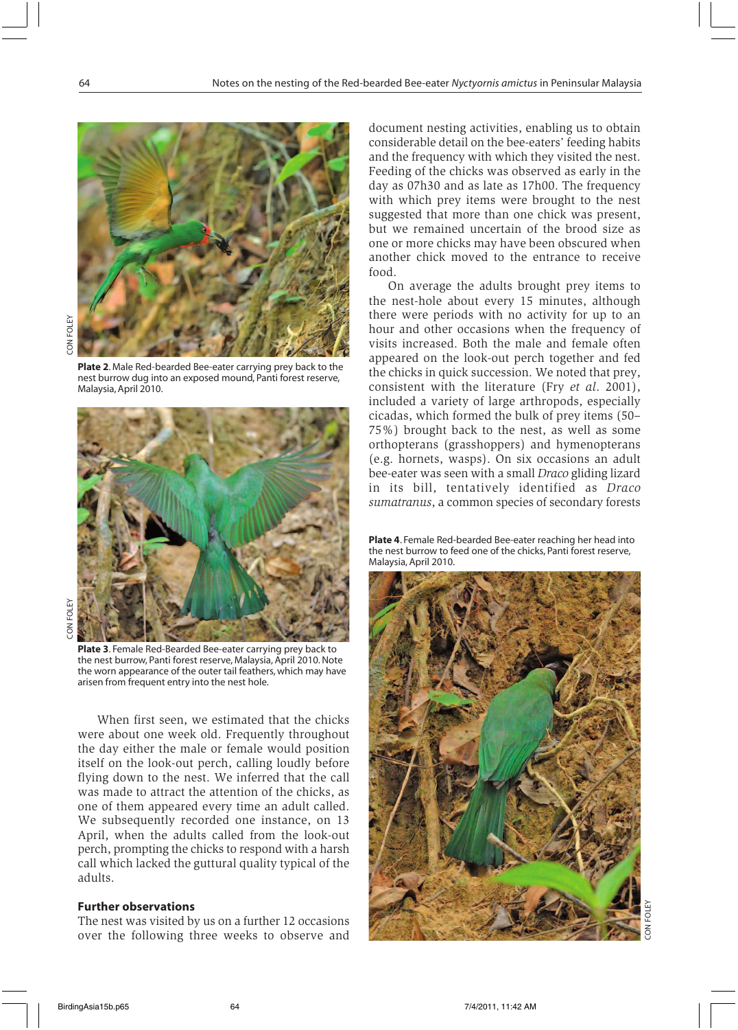**Plate 2.** Male Red-bearded Bee-eater carrying prey back to the nest burrow dug into an exposed mound, Panti forest reserve, Malaysia, April 2010.

**Plate 3.** Female Red-Bearded Bee-eater carrying prey back to the nest burrow, Panti forest reserve, Malaysia, April 2010. Note the worn appearance of the outer tail feathers, which may have arisen from frequent entry into the nest hole.

When first seen, we estimated that the chicks were about one week old. Frequently throughout the day either the male or female would position itself on the look-out perch, calling loudly before flying down to the nest. We inferred that the call was made to attract the attention of the chicks, as one of them appeared every time an adult called. We subsequently recorded one instance, on 13 April, when the adults called from the look-out perch, prompting the chicks to respond with a harsh call which lacked the guttural quality typical of the adults.

## Further observations

The nest was visited by us on a further 12 occasions over the following three weeks to observe and document nesting activities, enabling us to obtain considerable detail on the bee-eaters' feeding habits and the frequency with which they visited the nest. Feeding of the chicks was observed as early in the day as 07h30 and as late as 17h00. The frequency with which prey items were brought to the nest suggested that more than one chick was present, but we remained uncertain of the brood size as one or more chicks may have been obscured when another chick moved to the entrance to receive food.

On average the adults brought prey items to the nest-hole about every 15 minutes, although there were periods with no activity for up to an hour and other occasions when the frequency of visits increased. Both the male and female often appeared on the look-out perch together and fed the chicks in quick succession. We noted that prey, consistent with the literature (Fry *et al*. 2001), included a variety of large arthropods, especially cicadas, which formed the bulk of prey items (50–75%) brought back to the nest, as well as some orthopterans (grasshoppers) and hymenopterans (e.g. hornets, wasps). On six occasions an adult bee-eater was seen with a small *Draco* gliding lizard in its bill, tentatively identified as *Draco sumatranus*, a common species of secondary forests

**Plate 4.** Female Red-bearded Bee-eater reaching her head into the nest burrow to feed one of the chicks, Panti forest reserve, Malaysia, April 2010.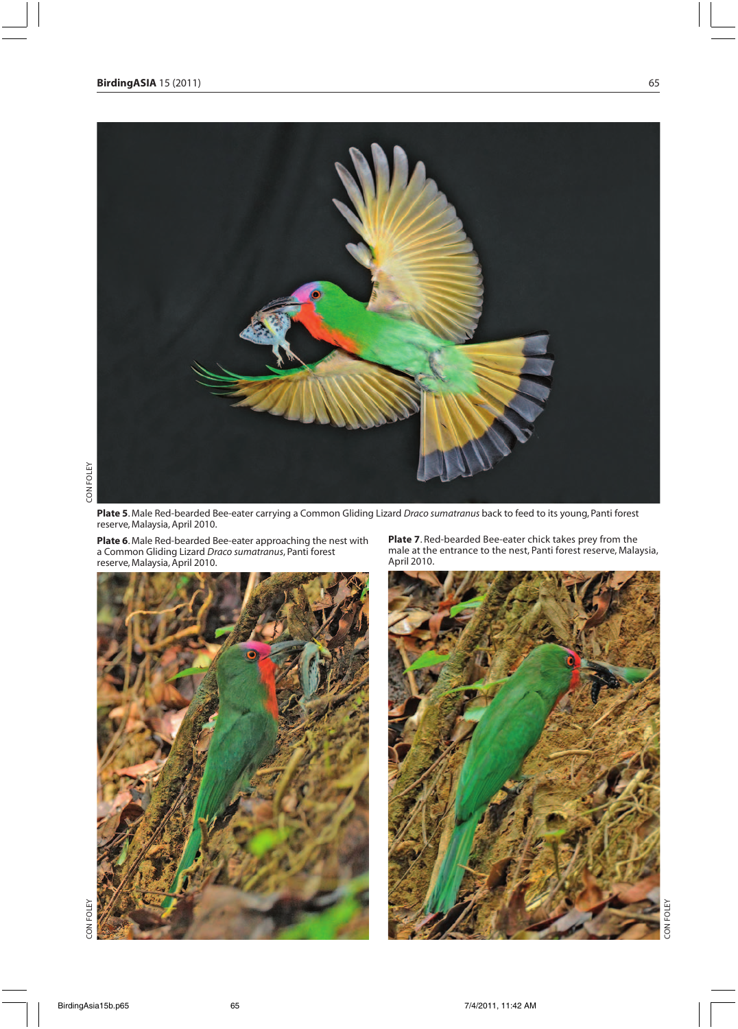CON FOLEY

**Plate 5**. Male Red-bearded Bee-eater carrying a Common Gliding Lizard *Draco sumatranus* back to feed to its young, Panti forest reserve, Malaysia, April 2010.

**Plate 6**. Male Red-bearded Bee-eater approaching the nest with a Common Gliding Lizard *Draco sumatranus*, Panti forest reserve, Malaysia, April 2010.

**Plate 7**. Red-bearded Bee-eater chick takes prey from the male at the entrance to the nest, Panti forest reserve, Malaysia, April 2010.

CON FOLEY

CON FOLEY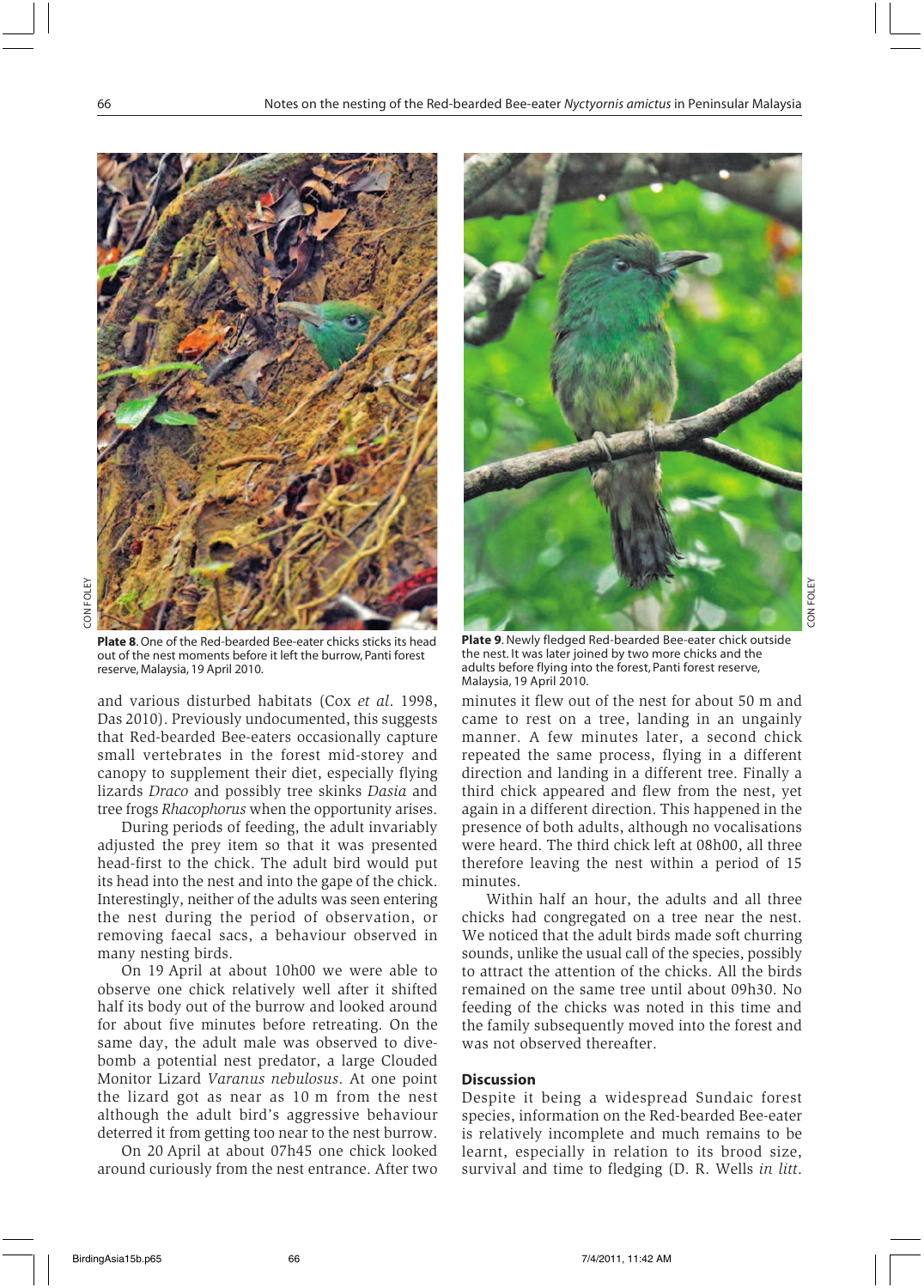**Plate 8.** One of the Red-bearded Bee-eater chicks sticks its head out of the nest moments before it left the burrow, Panti forest reserve, Malaysia, 19 April 2010.

**Plate 9.** Newly fledged Red-bearded Bee-eater chick outside the nest. It was later joined by two more chicks and the adults before flying into the forest, Panti forest reserve, Malaysia, 19 April 2010.

and various disturbed habitats (Cox *et al*. 1998, Das 2010). Previously undocumented, this suggests that Red-bearded Bee-eaters occasionally capture small vertebrates in the forest mid-storey and canopy to supplement their diet, especially flying lizards *Draco* and possibly tree skinks *Dasia* and tree frogs *Rhacophorus* when the opportunity arises.

During periods of feeding, the adult invariably adjusted the prey item so that it was presented head-first to the chick. The adult bird would put its head into the nest and into the gape of the chick. Interestingly, neither of the adults was seen entering the nest during the period of observation, or removing faecal sacs, a behaviour observed in many nesting birds.

On 19 April at about 10h00 we were able to observe one chick relatively well after it shifted half its body out of the burrow and looked around for about five minutes before retreating. On the same day, the adult male was observed to dive-bomb a potential nest predator, a large Clouded Monitor Lizard *Varanus nebulosus*. At one point the lizard got as near as 10 m from the nest although the adult bird's aggressive behaviour deterred it from getting too near to the nest burrow.

On 20 April at about 07h45 one chick looked around curiously from the nest entrance. After two minutes it flew out of the nest for about 50 m and came to rest on a tree, landing in an ungainly manner. A few minutes later, a second chick repeated the same process, flying in a different direction and landing in a different tree. Finally a third chick appeared and flew from the nest, yet again in a different direction. This happened in the presence of both adults, although no vocalisations were heard. The third chick left at 08h00, all three therefore leaving the nest within a period of 15 minutes.

Within half an hour, the adults and all three chicks had congregated on a tree near the nest. We noticed that the adult birds made soft churring sounds, unlike the usual call of the species, possibly to attract the attention of the chicks. All the birds remained on the same tree until about 09h30. No feeding of the chicks was noted in this time and the family subsequently moved into the forest and was not observed thereafter.

## Discussion

Despite it being a widespread Sundaic forest species, information on the Red-bearded Bee-eater is relatively incomplete and much remains to be learnt, especially in relation to its brood size, survival and time to fledging (D. R. Wells *in litt.*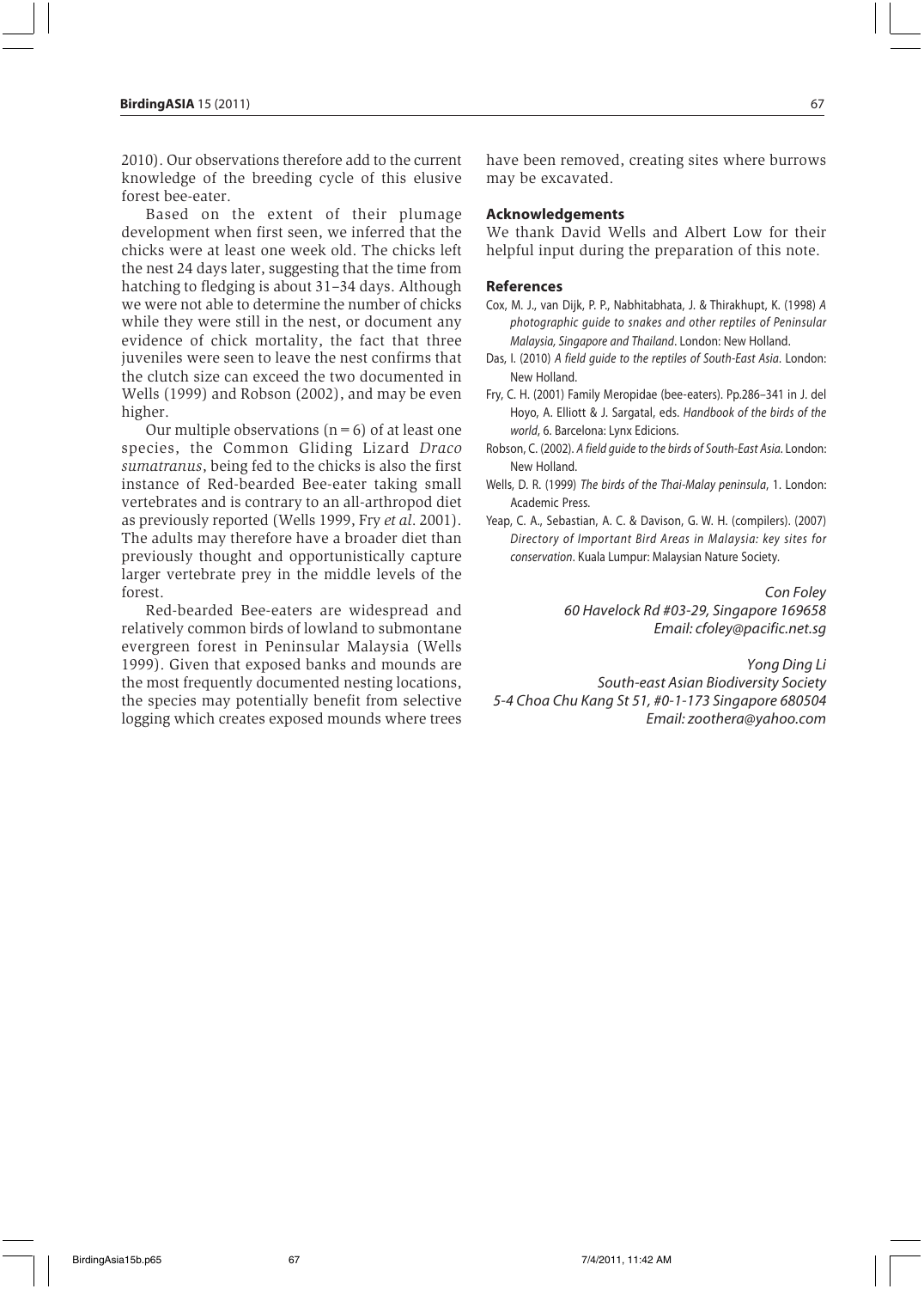2010). Our observations therefore add to the current knowledge of the breeding cycle of this elusive forest bee-eater.

Based on the extent of their plumage development when first seen, we inferred that the chicks were at least one week old. The chicks left the nest 24 days later, suggesting that the time from hatching to fledging is about 31–34 days. Although we were not able to determine the number of chicks while they were still in the nest, or document any evidence of chick mortality, the fact that three juveniles were seen to leave the nest confirms that the clutch size can exceed the two documented in Wells (1999) and Robson (2002), and may be even higher.

Our multiple observations ($n = 6$) of at least one species, the Common Gliding Lizard *Draco sumatranus*, being fed to the chicks is also the first instance of Red-bearded Bee-eater taking small vertebrates and is contrary to an all-arthropod diet as previously reported (Wells 1999, Fry *et al*. 2001). The adults may therefore have a broader diet than previously thought and opportunistically capture larger vertebrate prey in the middle levels of the forest.

Red-bearded Bee-eaters are widespread and relatively common birds of lowland to submontane evergreen forest in Peninsular Malaysia (Wells 1999). Given that exposed banks and mounds are the most frequently documented nesting locations, the species may potentially benefit from selective logging which creates exposed mounds where trees have been removed, creating sites where burrows may be excavated.

## Acknowledgements

We thank David Wells and Albert Low for their helpful input during the preparation of this note.

## References

Cox, M. J., van Dijk, P. P., Nabhitabhata, J. & Thirakhupt, K. (1998) *A photographic guide to snakes and other reptiles of Peninsular Malaysia, Singapore and Thailand*. London: New Holland.

Das, I. (2010) *A field guide to the reptiles of South-East Asia*. London: New Holland.

Fry, C. H. (2001) Family Meropidae (bee-eaters). Pp.286–341 in J. del Hoyo, A. Elliott & J. Sargatal, eds. *Handbook of the birds of the world*, 6. Barcelona: Lynx Edicions.

Robson, C. (2002). *A field guide to the birds of South-East Asia*. London: New Holland.

Wells, D. R. (1999) *The birds of the Thai-Malay peninsula*, 1. London: Academic Press.

Yeap, C. A., Sebastian, A. C. & Davison, G. W. H. (compilers). (2007) *Directory of Important Bird Areas in Malaysia: key sites for conservation*. Kuala Lumpur: Malaysian Nature Society.

*Con Foley*
*60 Havelock Rd #03-29, Singapore 169658*
*Email: cfoley@pacific.net.sg*

*Yong Ding Li*
*South-east Asian Biodiversity Society*
*5-4 Choa Chu Kang St 51, #0-1-173 Singapore 680504*
*Email: zoothera@yahoo.com*